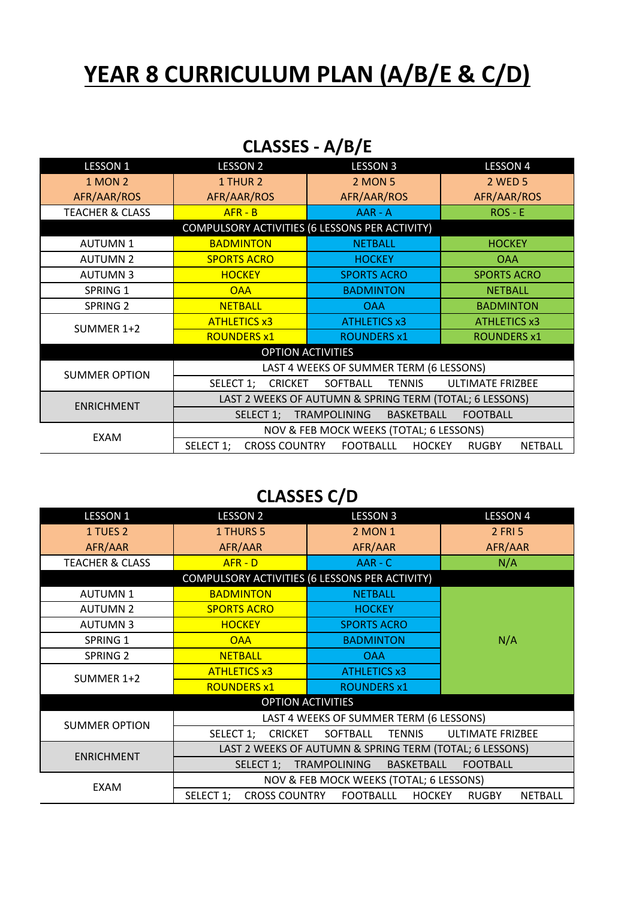# YEAR 8 CURRICULUM PLAN (A/B/E & C/D)

## CLASSES - A/B/E

| LESSON 1 | LESSON 2 | LESSON 3 | LESSON 4 |
|---|---|---|---|
| 1 MON 2<br>AFR/AAR/ROS | 1 THUR 2<br>AFR/AAR/ROS | 2 MON 5<br>AFR/AAR/ROS | 2 WED 5<br>AFR/AAR/ROS |
| TEACHER & CLASS | AFR - B | AAR - A | ROS - E |
| COMPULSORY ACTIVITIES (6 LESSONS PER ACTIVITY) | | | |
| AUTUMN 1 | BADMINTON | NETBALL | HOCKEY |
| AUTUMN 2 | SPORTS ACRO | HOCKEY | OAA |
| AUTUMN 3 | HOCKEY | SPORTS ACRO | SPORTS ACRO |
| SPRING 1 | OAA | BADMINTON | NETBALL |
| SPRING 2 | NETBALL | OAA | BADMINTON |
| SUMMER 1+2 | ATHLETICS x3 | ATHLETICS x3 | ATHLETICS x3 |
| | ROUNDERS x1 | ROUNDERS x1 | ROUNDERS x1 |
| OPTION ACTIVITIES | | | |
| SUMMER OPTION | LAST 4 WEEKS OF SUMMER TERM (6 LESSONS) | | |
| | SELECT 1; CRICKET SOFTBALL TENNIS ULTIMATE FRIZBEE | | |
| ENRICHMENT | LAST 2 WEEKS OF AUTUMN & SPRING TERM (TOTAL; 6 LESSONS) | | |
| | SELECT 1; TRAMPOLINING BASKETBALL FOOTBALL | | |
| EXAM | NOV & FEB MOCK WEEKS (TOTAL; 6 LESSONS) | | |
| | SELECT 1; CROSS COUNTRY FOOTBALLL HOCKEY RUGBY NETBALL | | |

## CLASSES C/D

| LESSON 1 | LESSON 2 | LESSON 3 | LESSON 4 |
|---|---|---|---|
| 1 TUES 2<br>AFR/AAR | 1 THURS 5<br>AFR/AAR | 2 MON 1<br>AFR/AAR | 2 FRI 5<br>AFR/AAR |
| TEACHER & CLASS | AFR - D | AAR - C | N/A |
| COMPULSORY ACTIVITIES (6 LESSONS PER ACTIVITY) | | | |
| AUTUMN 1 | BADMINTON | NETBALL | N/A |
| AUTUMN 2 | SPORTS ACRO | HOCKEY | |
| AUTUMN 3 | HOCKEY | SPORTS ACRO | |
| SPRING 1 | OAA | BADMINTON | |
| SPRING 2 | NETBALL | OAA | |
| SUMMER 1+2 | ATHLETICS x3 | ATHLETICS x3 | |
| | ROUNDERS x1 | ROUNDERS x1 | |
| OPTION ACTIVITIES | | | |
| SUMMER OPTION | LAST 4 WEEKS OF SUMMER TERM (6 LESSONS) | | |
| | SELECT 1; CRICKET SOFTBALL TENNIS ULTIMATE FRIZBEE | | |
| ENRICHMENT | LAST 2 WEEKS OF AUTUMN & SPRING TERM (TOTAL; 6 LESSONS) | | |
| | SELECT 1; TRAMPOLINING BASKETBALL FOOTBALL | | |
| EXAM | NOV & FEB MOCK WEEKS (TOTAL; 6 LESSONS) | | |
| | SELECT 1; CROSS COUNTRY FOOTBALLL HOCKEY RUGBY NETBALL | | |